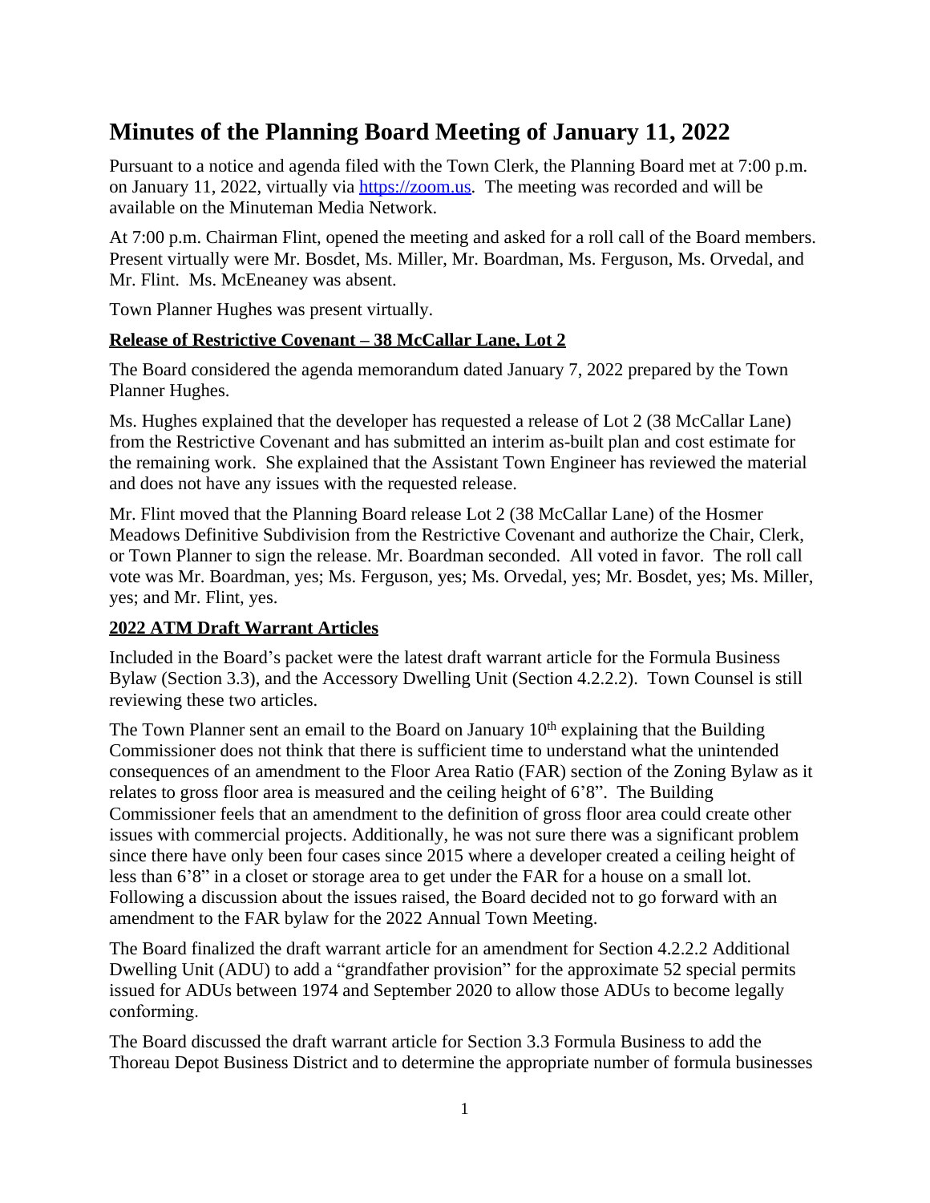# Minutes of the Planning Board Meeting of January 11, 2022

Pursuant to a notice and agenda filed with the Town Clerk, the Planning Board met at 7:00 p.m. on January 11, 2022, virtually via https://zoom.us. The meeting was recorded and will be available on the Minuteman Media Network.

At 7:00 p.m. Chairman Flint, opened the meeting and asked for a roll call of the Board members. Present virtually were Mr. Bosdet, Ms. Miller, Mr. Boardman, Ms. Ferguson, Ms. Orvedal, and Mr. Flint. Ms. McEneaney was absent.

Town Planner Hughes was present virtually.

**Release of Restrictive Covenant – 38 McCallar Lane, Lot 2**

The Board considered the agenda memorandum dated January 7, 2022 prepared by the Town Planner Hughes.

Ms. Hughes explained that the developer has requested a release of Lot 2 (38 McCallar Lane) from the Restrictive Covenant and has submitted an interim as-built plan and cost estimate for the remaining work. She explained that the Assistant Town Engineer has reviewed the material and does not have any issues with the requested release.

Mr. Flint moved that the Planning Board release Lot 2 (38 McCallar Lane) of the Hosmer Meadows Definitive Subdivision from the Restrictive Covenant and authorize the Chair, Clerk, or Town Planner to sign the release. Mr. Boardman seconded. All voted in favor. The roll call vote was Mr. Boardman, yes; Ms. Ferguson, yes; Ms. Orvedal, yes; Mr. Bosdet, yes; Ms. Miller, yes; and Mr. Flint, yes.

**2022 ATM Draft Warrant Articles**

Included in the Board's packet were the latest draft warrant article for the Formula Business Bylaw (Section 3.3), and the Accessory Dwelling Unit (Section 4.2.2.2). Town Counsel is still reviewing these two articles.

The Town Planner sent an email to the Board on January 10th explaining that the Building Commissioner does not think that there is sufficient time to understand what the unintended consequences of an amendment to the Floor Area Ratio (FAR) section of the Zoning Bylaw as it relates to gross floor area is measured and the ceiling height of 6'8". The Building Commissioner feels that an amendment to the definition of gross floor area could create other issues with commercial projects. Additionally, he was not sure there was a significant problem since there have only been four cases since 2015 where a developer created a ceiling height of less than 6'8" in a closet or storage area to get under the FAR for a house on a small lot. Following a discussion about the issues raised, the Board decided not to go forward with an amendment to the FAR bylaw for the 2022 Annual Town Meeting.

The Board finalized the draft warrant article for an amendment for Section 4.2.2.2 Additional Dwelling Unit (ADU) to add a "grandfather provision" for the approximate 52 special permits issued for ADUs between 1974 and September 2020 to allow those ADUs to become legally conforming.

The Board discussed the draft warrant article for Section 3.3 Formula Business to add the Thoreau Depot Business District and to determine the appropriate number of formula businesses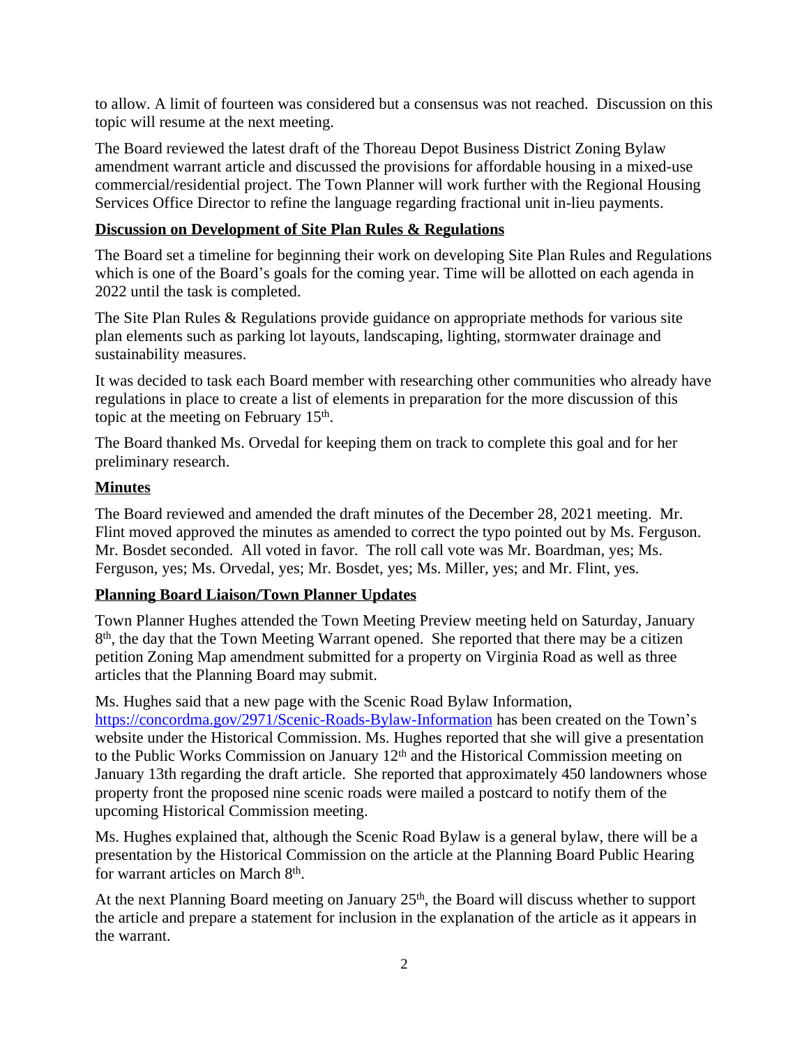to allow. A limit of fourteen was considered but a consensus was not reached. Discussion on this topic will resume at the next meeting.

The Board reviewed the latest draft of the Thoreau Depot Business District Zoning Bylaw amendment warrant article and discussed the provisions for affordable housing in a mixed-use commercial/residential project. The Town Planner will work further with the Regional Housing Services Office Director to refine the language regarding fractional unit in-lieu payments.

**Discussion on Development of Site Plan Rules & Regulations**

The Board set a timeline for beginning their work on developing Site Plan Rules and Regulations which is one of the Board's goals for the coming year. Time will be allotted on each agenda in 2022 until the task is completed.

The Site Plan Rules & Regulations provide guidance on appropriate methods for various site plan elements such as parking lot layouts, landscaping, lighting, stormwater drainage and sustainability measures.

It was decided to task each Board member with researching other communities who already have regulations in place to create a list of elements in preparation for the more discussion of this topic at the meeting on February 15th.

The Board thanked Ms. Orvedal for keeping them on track to complete this goal and for her preliminary research.

**Minutes**

The Board reviewed and amended the draft minutes of the December 28, 2021 meeting. Mr. Flint moved approved the minutes as amended to correct the typo pointed out by Ms. Ferguson. Mr. Bosdet seconded. All voted in favor. The roll call vote was Mr. Boardman, yes; Ms. Ferguson, yes; Ms. Orvedal, yes; Mr. Bosdet, yes; Ms. Miller, yes; and Mr. Flint, yes.

**Planning Board Liaison/Town Planner Updates**

Town Planner Hughes attended the Town Meeting Preview meeting held on Saturday, January 8th, the day that the Town Meeting Warrant opened. She reported that there may be a citizen petition Zoning Map amendment submitted for a property on Virginia Road as well as three articles that the Planning Board may submit.

Ms. Hughes said that a new page with the Scenic Road Bylaw Information, https://concordma.gov/2971/Scenic-Roads-Bylaw-Information has been created on the Town's website under the Historical Commission. Ms. Hughes reported that she will give a presentation to the Public Works Commission on January 12th and the Historical Commission meeting on January 13th regarding the draft article. She reported that approximately 450 landowners whose property front the proposed nine scenic roads were mailed a postcard to notify them of the upcoming Historical Commission meeting.

Ms. Hughes explained that, although the Scenic Road Bylaw is a general bylaw, there will be a presentation by the Historical Commission on the article at the Planning Board Public Hearing for warrant articles on March 8th.

At the next Planning Board meeting on January 25th, the Board will discuss whether to support the article and prepare a statement for inclusion in the explanation of the article as it appears in the warrant.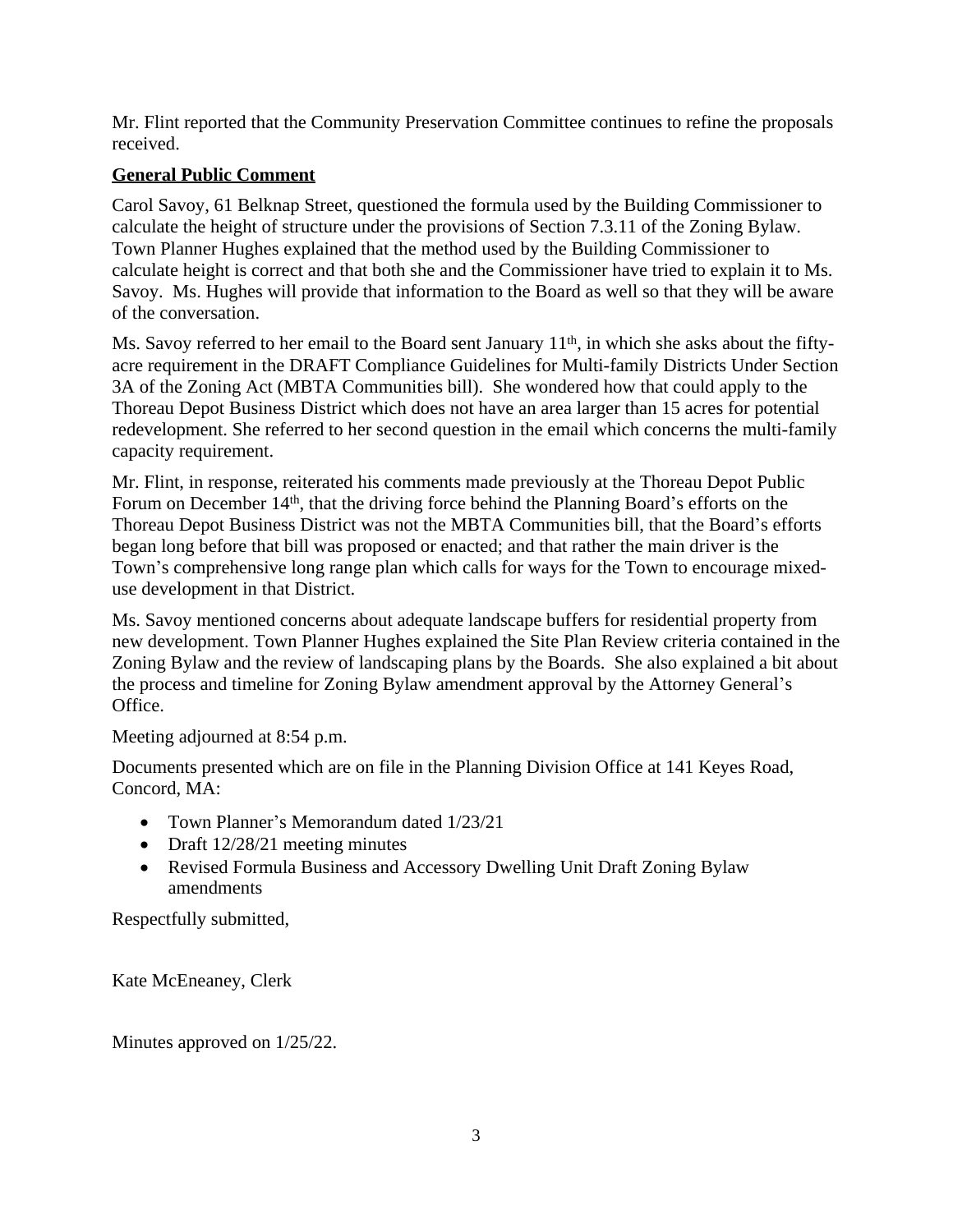Mr. Flint reported that the Community Preservation Committee continues to refine the proposals received.

**General Public Comment**

Carol Savoy, 61 Belknap Street, questioned the formula used by the Building Commissioner to calculate the height of structure under the provisions of Section 7.3.11 of the Zoning Bylaw. Town Planner Hughes explained that the method used by the Building Commissioner to calculate height is correct and that both she and the Commissioner have tried to explain it to Ms. Savoy. Ms. Hughes will provide that information to the Board as well so that they will be aware of the conversation.

Ms. Savoy referred to her email to the Board sent January 11th, in which she asks about the fifty-acre requirement in the DRAFT Compliance Guidelines for Multi-family Districts Under Section 3A of the Zoning Act (MBTA Communities bill). She wondered how that could apply to the Thoreau Depot Business District which does not have an area larger than 15 acres for potential redevelopment. She referred to her second question in the email which concerns the multi-family capacity requirement.

Mr. Flint, in response, reiterated his comments made previously at the Thoreau Depot Public Forum on December 14th, that the driving force behind the Planning Board's efforts on the Thoreau Depot Business District was not the MBTA Communities bill, that the Board's efforts began long before that bill was proposed or enacted; and that rather the main driver is the Town's comprehensive long range plan which calls for ways for the Town to encourage mixed-use development in that District.

Ms. Savoy mentioned concerns about adequate landscape buffers for residential property from new development. Town Planner Hughes explained the Site Plan Review criteria contained in the Zoning Bylaw and the review of landscaping plans by the Boards. She also explained a bit about the process and timeline for Zoning Bylaw amendment approval by the Attorney General's Office.

Meeting adjourned at 8:54 p.m.

Documents presented which are on file in the Planning Division Office at 141 Keyes Road, Concord, MA:

- Town Planner's Memorandum dated 1/23/21
- Draft 12/28/21 meeting minutes
- Revised Formula Business and Accessory Dwelling Unit Draft Zoning Bylaw amendments

Respectfully submitted,

Kate McEneaney, Clerk

Minutes approved on 1/25/22.